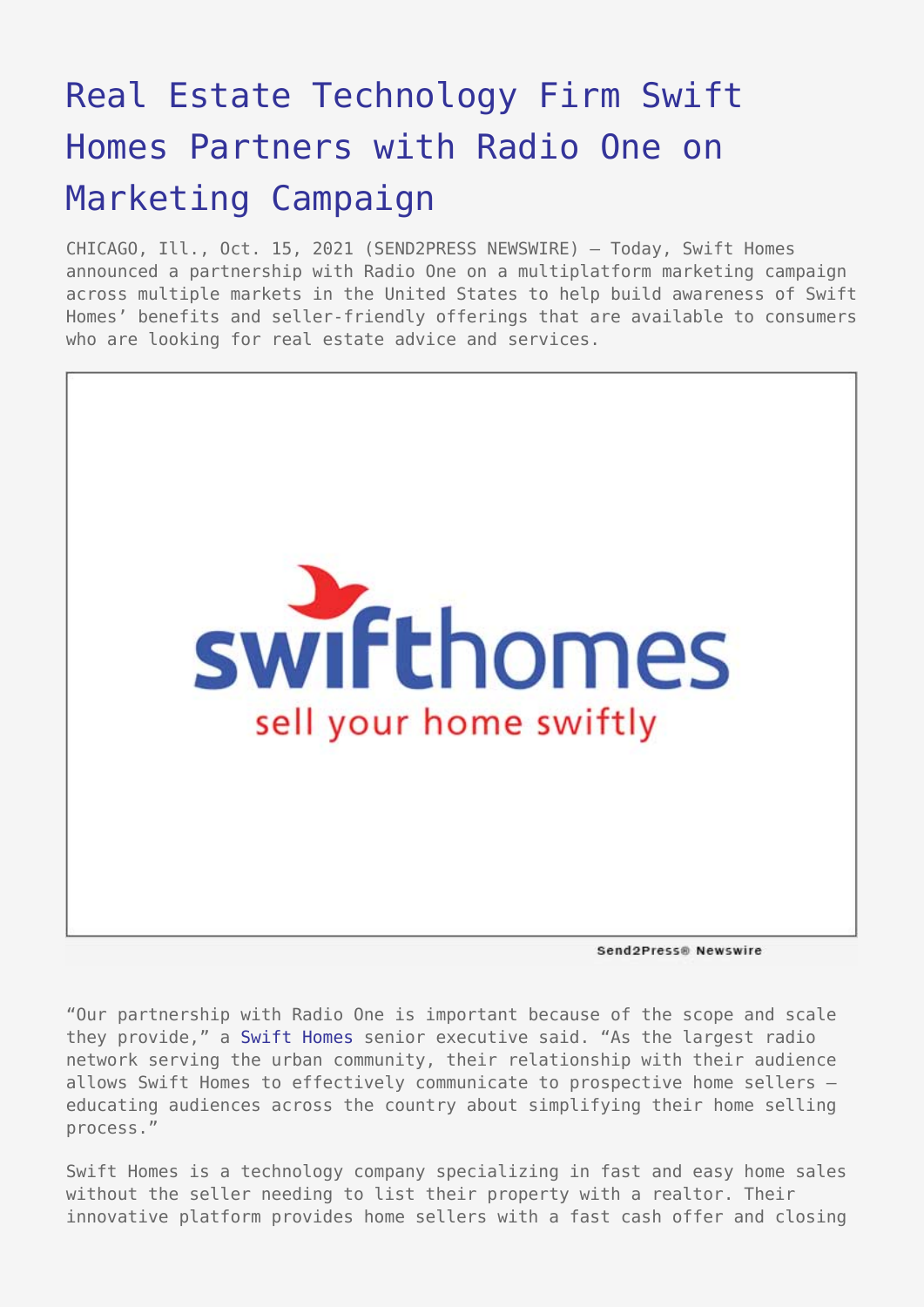# Real Estate Technology Firm Swift Homes Partners with Radio One on Marketing Campaign

CHICAGO, Ill., Oct. 15, 2021 (SEND2PRESS NEWSWIRE) — Today, Swift Homes announced a partnership with Radio One on a multiplatform marketing campaign across multiple markets in the United States to help build awareness of Swift Homes' benefits and seller-friendly offerings that are available to consumers who are looking for real estate advice and services.

"Our partnership with Radio One is important because of the scope and scale they provide," a Swift Homes senior executive said. "As the largest radio network serving the urban community, their relationship with their audience allows Swift Homes to effectively communicate to prospective home sellers – educating audiences across the country about simplifying their home selling process."

Swift Homes is a technology company specializing in fast and easy home sales without the seller needing to list their property with a realtor. Their innovative platform provides home sellers with a fast cash offer and closing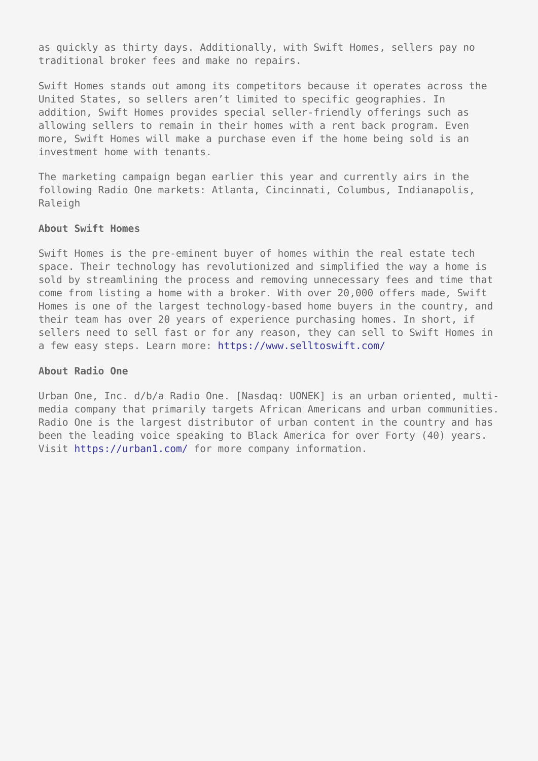as quickly as thirty days. Additionally, with Swift Homes, sellers pay no traditional broker fees and make no repairs.

Swift Homes stands out among its competitors because it operates across the United States, so sellers aren't limited to specific geographies. In addition, Swift Homes provides special seller-friendly offerings such as allowing sellers to remain in their homes with a rent back program. Even more, Swift Homes will make a purchase even if the home being sold is an investment home with tenants.

The marketing campaign began earlier this year and currently airs in the following Radio One markets: Atlanta, Cincinnati, Columbus, Indianapolis, Raleigh

**About Swift Homes**

Swift Homes is the pre-eminent buyer of homes within the real estate tech space. Their technology has revolutionized and simplified the way a home is sold by streamlining the process and removing unnecessary fees and time that come from listing a home with a broker. With over 20,000 offers made, Swift Homes is one of the largest technology-based home buyers in the country, and their team has over 20 years of experience purchasing homes. In short, if sellers need to sell fast or for any reason, they can sell to Swift Homes in a few easy steps. Learn more: https://www.selltoswift.com/

**About Radio One**

Urban One, Inc. d/b/a Radio One. [Nasdaq: UONEK] is an urban oriented, multi-media company that primarily targets African Americans and urban communities. Radio One is the largest distributor of urban content in the country and has been the leading voice speaking to Black America for over Forty (40) years. Visit https://urban1.com/ for more company information.